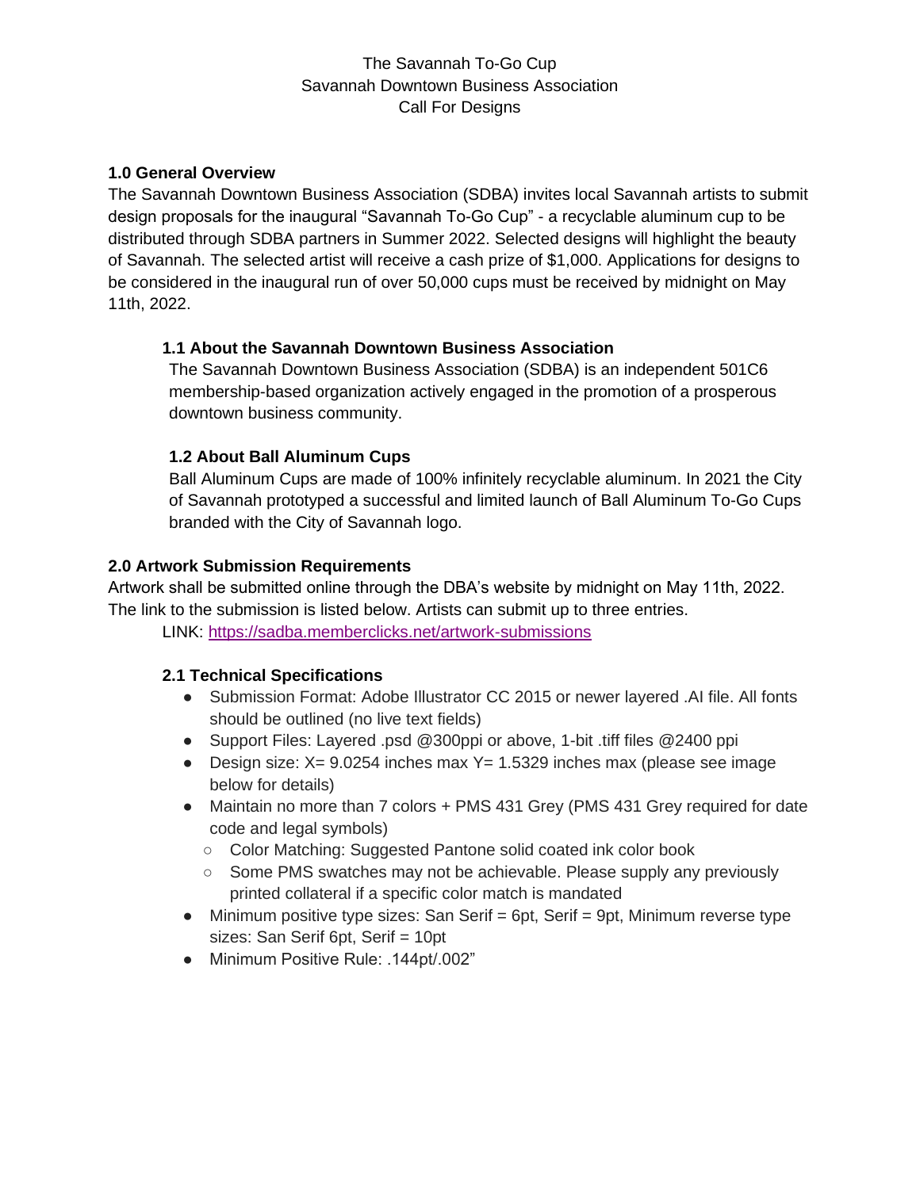# The Savannah To-Go Cup
# Savannah Downtown Business Association
# Call For Designs

## 1.0 General Overview

The Savannah Downtown Business Association (SDBA) invites local Savannah artists to submit design proposals for the inaugural "Savannah To-Go Cup" - a recyclable aluminum cup to be distributed through SDBA partners in Summer 2022. Selected designs will highlight the beauty of Savannah. The selected artist will receive a cash prize of $1,000. Applications for designs to be considered in the inaugural run of over 50,000 cups must be received by midnight on May 11th, 2022.

### 1.1 About the Savannah Downtown Business Association

The Savannah Downtown Business Association (SDBA) is an independent 501C6 membership-based organization actively engaged in the promotion of a prosperous downtown business community.

### 1.2 About Ball Aluminum Cups

Ball Aluminum Cups are made of 100% infinitely recyclable aluminum. In 2021 the City of Savannah prototyped a successful and limited launch of Ball Aluminum To-Go Cups branded with the City of Savannah logo.

## 2.0 Artwork Submission Requirements

Artwork shall be submitted online through the DBA's website by midnight on May 11th, 2022. The link to the submission is listed below. Artists can submit up to three entries.

LINK: [https://sadba.memberclicks.net/artwork-submissions](https://sadba.memberclicks.net/artwork-submissions)

### 2.1 Technical Specifications

- Submission Format: Adobe Illustrator CC 2015 or newer layered .AI file. All fonts should be outlined (no live text fields)
- Support Files: Layered .psd @300ppi or above, 1-bit .tiff files @2400 ppi
- Design size: X= 9.0254 inches max Y= 1.5329 inches max (please see image below for details)
- Maintain no more than 7 colors + PMS 431 Grey (PMS 431 Grey required for date code and legal symbols)
  - Color Matching: Suggested Pantone solid coated ink color book
  - Some PMS swatches may not be achievable. Please supply any previously printed collateral if a specific color match is mandated
- Minimum positive type sizes: San Serif = 6pt, Serif = 9pt, Minimum reverse type sizes: San Serif 6pt, Serif = 10pt
- Minimum Positive Rule: .144pt/.002"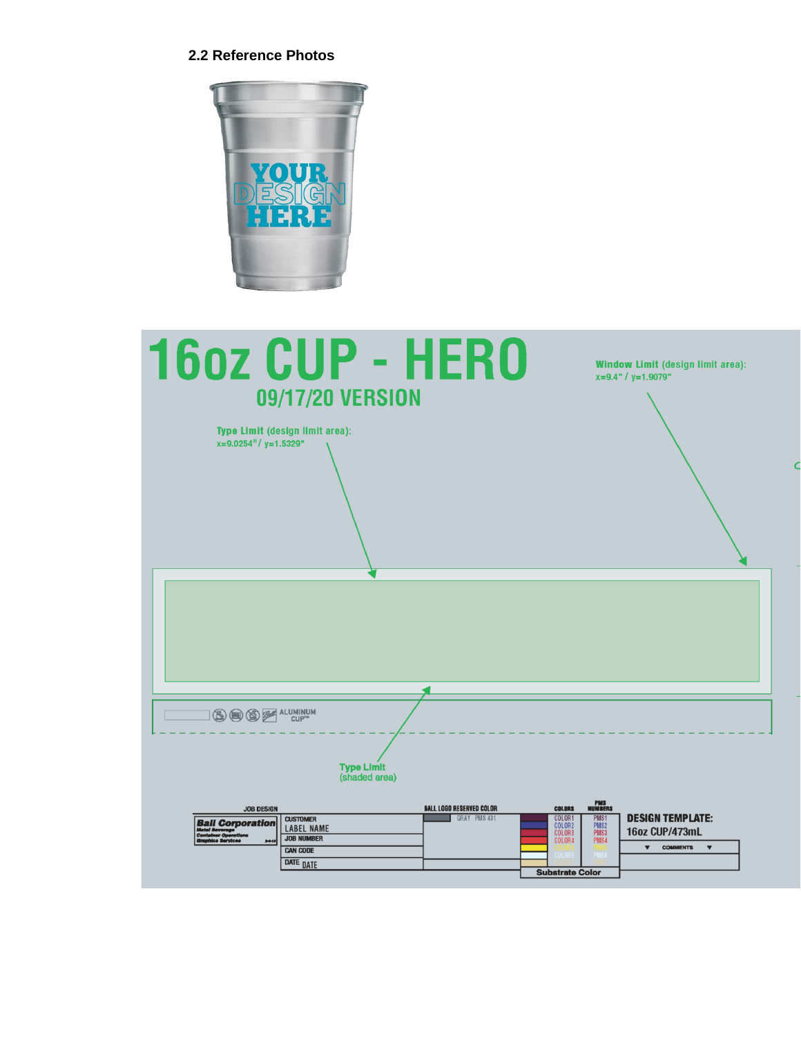## 2.2 Reference Photos

YOUR DESIGN HERE

# 16oz CUP - HERO

09/17/20 VERSION

**Window Limit** (design limit area):
x=9.4" / y=1.9079"

**Type Limit** (design limit area):
x=9.0254" / y=1.5329"

ALUMINUM CUP™

**Type Limit**
(shaded area)

| JOB DESIGN | | BALL LOGO RESERVED COLOR | COLORS | PMS NUMBERS | DESIGN TEMPLATE: 16oz CUP/473mL |
|---|---|---|---|---|---|
| Ball Corporation Metal Beverage Container Operations Graphics Services | CUSTOMER LABEL NAME | GRAY PMS 431 | COLOR1 | PMS1 | |
| | JOB NUMBER | | COLOR2 | PMS2 | COMMENTS |
| | CAN CODE | | COLOR3 | PMS3 | |
| | DATE DATE | | COLOR4 | PMS4 | |
| | | | COLOR5 | PMS5 | |
| | | | COLOR6 | PMS6 | |
| | | | Substrate Color | | |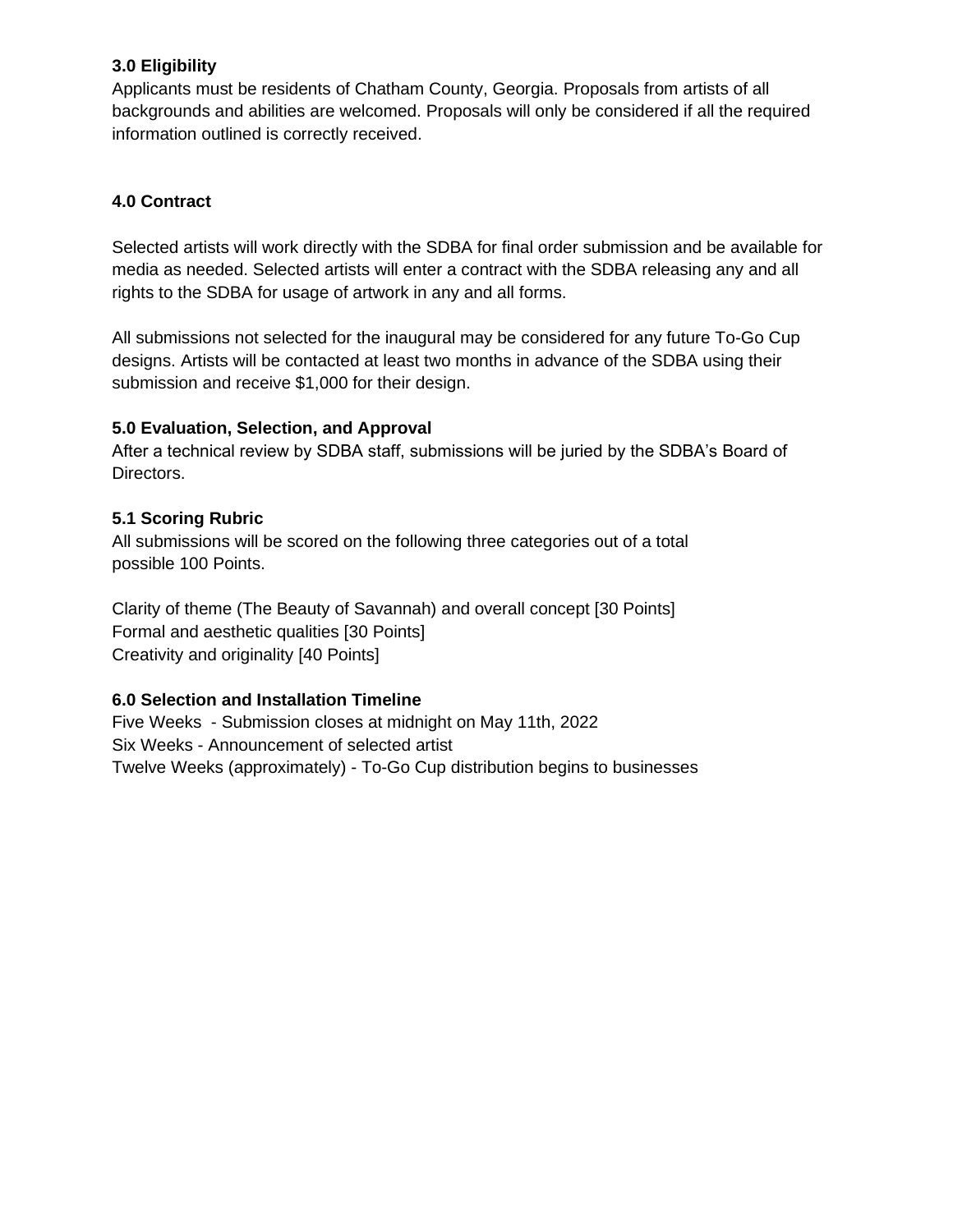### 3.0 Eligibility

Applicants must be residents of Chatham County, Georgia. Proposals from artists of all backgrounds and abilities are welcomed. Proposals will only be considered if all the required information outlined is correctly received.

### 4.0 Contract

Selected artists will work directly with the SDBA for final order submission and be available for media as needed. Selected artists will enter a contract with the SDBA releasing any and all rights to the SDBA for usage of artwork in any and all forms.

All submissions not selected for the inaugural may be considered for any future To-Go Cup designs. Artists will be contacted at least two months in advance of the SDBA using their submission and receive $1,000 for their design.

### 5.0 Evaluation, Selection, and Approval

After a technical review by SDBA staff, submissions will be juried by the SDBA's Board of Directors.

### 5.1 Scoring Rubric

All submissions will be scored on the following three categories out of a total possible 100 Points.

Clarity of theme (The Beauty of Savannah) and overall concept [30 Points]
Formal and aesthetic qualities [30 Points]
Creativity and originality [40 Points]

### 6.0 Selection and Installation Timeline

Five Weeks - Submission closes at midnight on May 11th, 2022
Six Weeks - Announcement of selected artist
Twelve Weeks (approximately) - To-Go Cup distribution begins to businesses